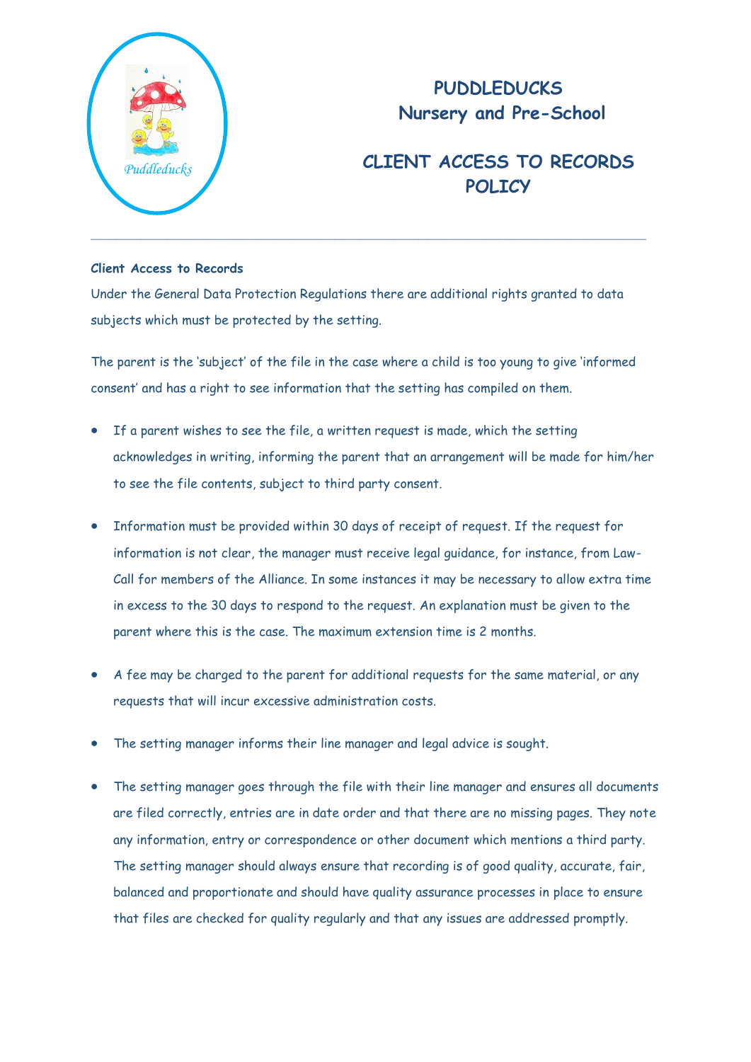# PUDDLEDUCKS Nursery and Pre-School

## CLIENT ACCESS TO RECORDS POLICY

---

**Client Access to Records**

Under the General Data Protection Regulations there are additional rights granted to data subjects which must be protected by the setting.

The parent is the 'subject' of the file in the case where a child is too young to give 'informed consent' and has a right to see information that the setting has compiled on them.

- If a parent wishes to see the file, a written request is made, which the setting acknowledges in writing, informing the parent that an arrangement will be made for him/her to see the file contents, subject to third party consent.
- Information must be provided within 30 days of receipt of request. If the request for information is not clear, the manager must receive legal guidance, for instance, from Law-Call for members of the Alliance. In some instances it may be necessary to allow extra time in excess to the 30 days to respond to the request. An explanation must be given to the parent where this is the case. The maximum extension time is 2 months.
- A fee may be charged to the parent for additional requests for the same material, or any requests that will incur excessive administration costs.
- The setting manager informs their line manager and legal advice is sought.
- The setting manager goes through the file with their line manager and ensures all documents are filed correctly, entries are in date order and that there are no missing pages. They note any information, entry or correspondence or other document which mentions a third party. The setting manager should always ensure that recording is of good quality, accurate, fair, balanced and proportionate and should have quality assurance processes in place to ensure that files are checked for quality regularly and that any issues are addressed promptly.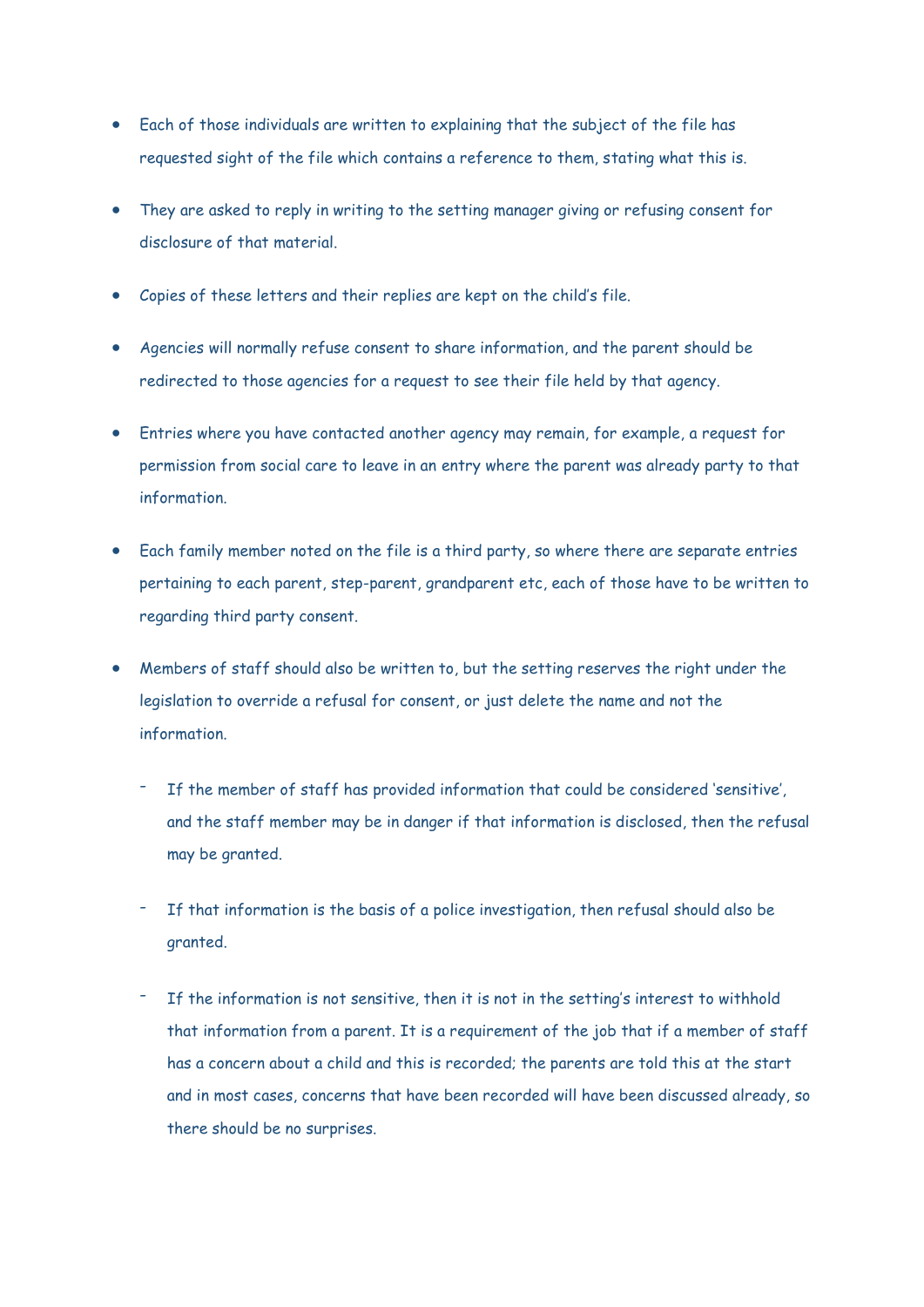- Each of those individuals are written to explaining that the subject of the file has requested sight of the file which contains a reference to them, stating what this is.
- They are asked to reply in writing to the setting manager giving or refusing consent for disclosure of that material.
- Copies of these letters and their replies are kept on the child's file.
- Agencies will normally refuse consent to share information, and the parent should be redirected to those agencies for a request to see their file held by that agency.
- Entries where you have contacted another agency may remain, for example, a request for permission from social care to leave in an entry where the parent was already party to that information.
- Each family member noted on the file is a third party, so where there are separate entries pertaining to each parent, step-parent, grandparent etc, each of those have to be written to regarding third party consent.
- Members of staff should also be written to, but the setting reserves the right under the legislation to override a refusal for consent, or just delete the name and not the information.
    - If the member of staff has provided information that could be considered 'sensitive', and the staff member may be in danger if that information is disclosed, then the refusal may be granted.
    - If that information is the basis of a police investigation, then refusal should also be granted.
    - If the information is not sensitive, then it is not in the setting's interest to withhold that information from a parent. It is a requirement of the job that if a member of staff has a concern about a child and this is recorded; the parents are told this at the start and in most cases, concerns that have been recorded will have been discussed already, so there should be no surprises.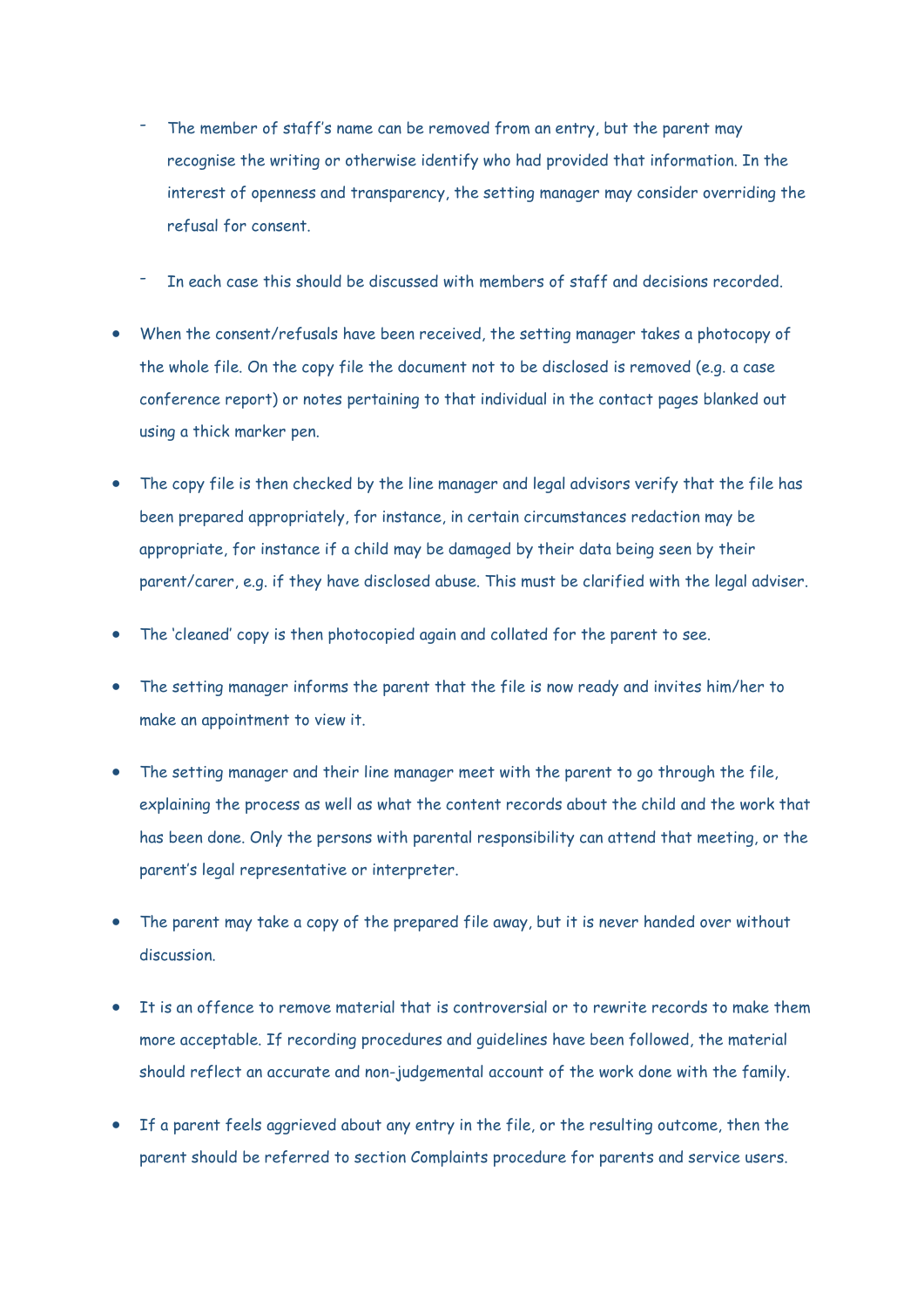- The member of staff's name can be removed from an entry, but the parent may recognise the writing or otherwise identify who had provided that information. In the interest of openness and transparency, the setting manager may consider overriding the refusal for consent.
  - In each case this should be discussed with members of staff and decisions recorded.

- When the consent/refusals have been received, the setting manager takes a photocopy of the whole file. On the copy file the document not to be disclosed is removed (e.g. a case conference report) or notes pertaining to that individual in the contact pages blanked out using a thick marker pen.
- The copy file is then checked by the line manager and legal advisors verify that the file has been prepared appropriately, for instance, in certain circumstances redaction may be appropriate, for instance if a child may be damaged by their data being seen by their parent/carer, e.g. if they have disclosed abuse. This must be clarified with the legal adviser.
- The 'cleaned' copy is then photocopied again and collated for the parent to see.
- The setting manager informs the parent that the file is now ready and invites him/her to make an appointment to view it.
- The setting manager and their line manager meet with the parent to go through the file, explaining the process as well as what the content records about the child and the work that has been done. Only the persons with parental responsibility can attend that meeting, or the parent's legal representative or interpreter.
- The parent may take a copy of the prepared file away, but it is never handed over without discussion.
- It is an offence to remove material that is controversial or to rewrite records to make them more acceptable. If recording procedures and guidelines have been followed, the material should reflect an accurate and non-judgemental account of the work done with the family.
- If a parent feels aggrieved about any entry in the file, or the resulting outcome, then the parent should be referred to section Complaints procedure for parents and service users.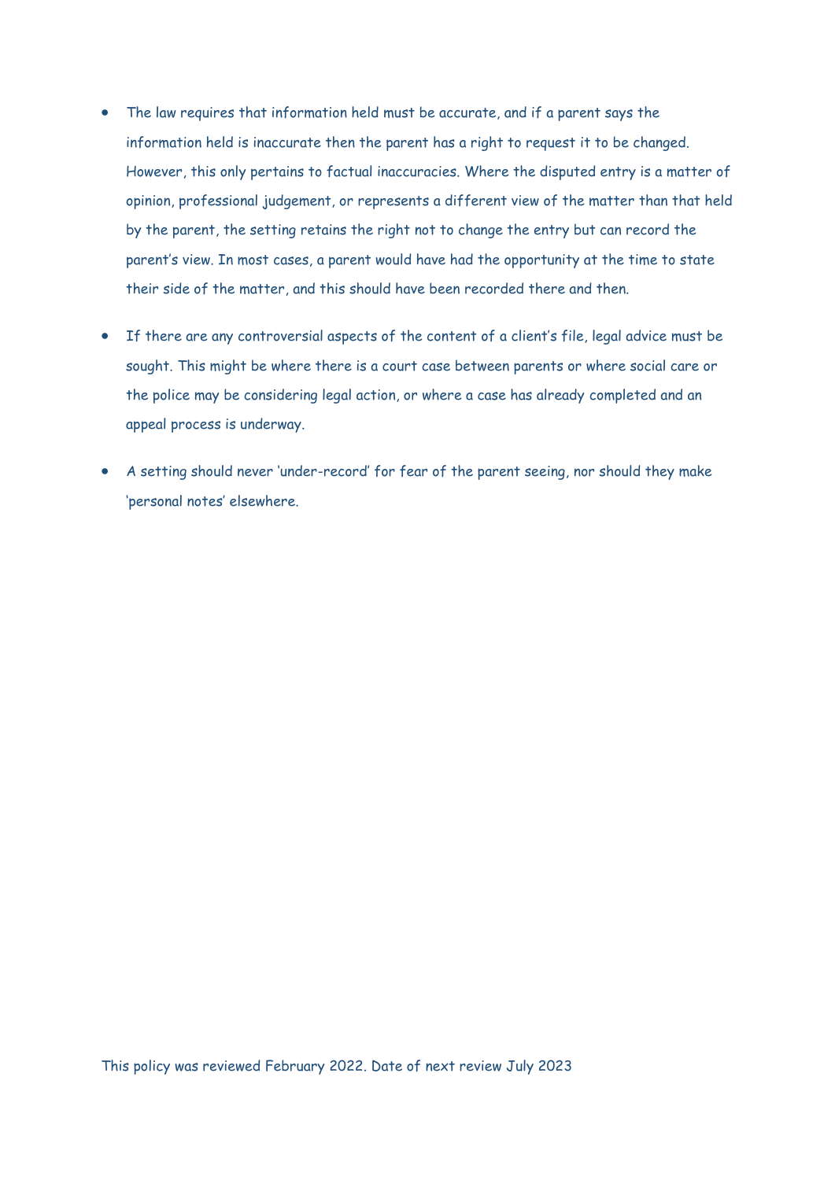- The law requires that information held must be accurate, and if a parent says the information held is inaccurate then the parent has a right to request it to be changed. However, this only pertains to factual inaccuracies. Where the disputed entry is a matter of opinion, professional judgement, or represents a different view of the matter than that held by the parent, the setting retains the right not to change the entry but can record the parent's view. In most cases, a parent would have had the opportunity at the time to state their side of the matter, and this should have been recorded there and then.

- If there are any controversial aspects of the content of a client's file, legal advice must be sought. This might be where there is a court case between parents or where social care or the police may be considering legal action, or where a case has already completed and an appeal process is underway.

- A setting should never 'under-record' for fear of the parent seeing, nor should they make 'personal notes' elsewhere.

This policy was reviewed February 2022. Date of next review July 2023